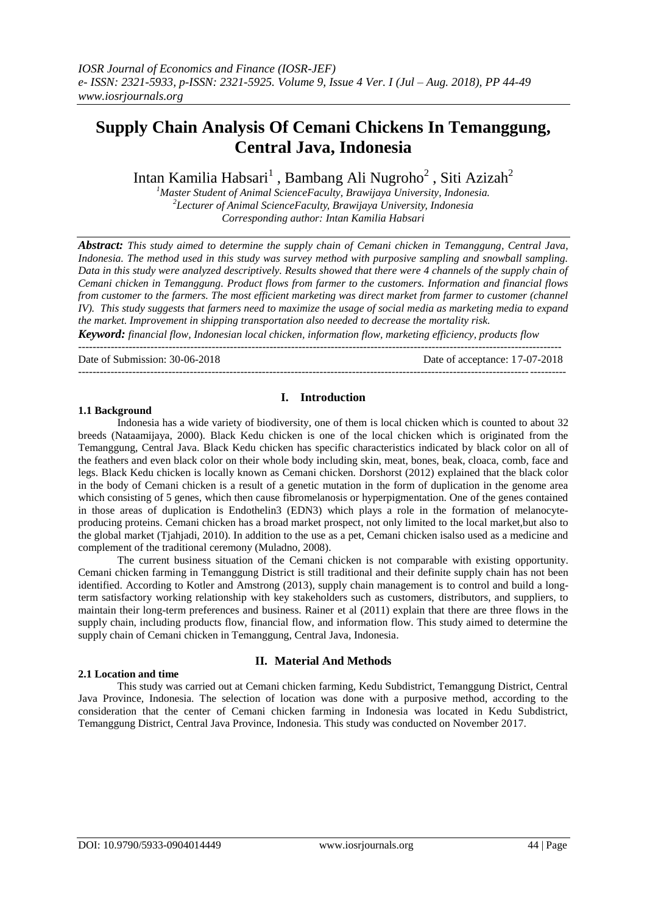# Supply Chain Analysis Of Cemani Chickens In Temanggung, Central Java, Indonesia

Intan Kamilia Habsari[1] , Bambang Ali Nugroho[2] , Siti Azizah[2]

[1]*Master Student of Animal ScienceFaculty, Brawijaya University, Indonesia.*
[2]*Lecturer of Animal ScienceFaculty, Brawijaya University, Indonesia*
*Corresponding author: Intan Kamilia Habsari*

***Abstract:*** *This study aimed to determine the supply chain of Cemani chicken in Temanggung, Central Java, Indonesia. The method used in this study was survey method with purposive sampling and snowball sampling. Data in this study were analyzed descriptively. Results showed that there were 4 channels of the supply chain of Cemani chicken in Temanggung. Product flows from farmer to the customers. Information and financial flows from customer to the farmers. The most efficient marketing was direct market from farmer to customer (channel IV). This study suggests that farmers need to maximize the usage of social media as marketing media to expand the market. Improvement in shipping transportation also needed to decrease the mortality risk.*

***Keyword:*** *financial flow, Indonesian local chicken, information flow, marketing efficiency, products flow*

Date of Submission: 30-06-2018 Date of acceptance: 17-07-2018

## I. Introduction

### 1.1 Background

Indonesia has a wide variety of biodiversity, one of them is local chicken which is counted to about 32 breeds (Nataamijaya, 2000). Black Kedu chicken is one of the local chicken which is originated from the Temanggung, Central Java. Black Kedu chicken has specific characteristics indicated by black color on all of the feathers and even black color on their whole body including skin, meat, bones, beak, cloaca, comb, face and legs. Black Kedu chicken is locally known as Cemani chicken. Dorshorst (2012) explained that the black color in the body of Cemani chicken is a result of a genetic mutation in the form of duplication in the genome area which consisting of 5 genes, which then cause fibromelanosis or hyperpigmentation. One of the genes contained in those areas of duplication is Endothelin3 (EDN3) which plays a role in the formation of melanocyte-producing proteins. Cemani chicken has a broad market prospect, not only limited to the local market,but also to the global market (Tjahjadi, 2010). In addition to the use as a pet, Cemani chicken isalso used as a medicine and complement of the traditional ceremony (Muladno, 2008).

The current business situation of the Cemani chicken is not comparable with existing opportunity. Cemani chicken farming in Temanggung District is still traditional and their definite supply chain has not been identified. According to Kotler and Amstrong (2013), supply chain management is to control and build a long-term satisfactory working relationship with key stakeholders such as customers, distributors, and suppliers, to maintain their long-term preferences and business. Rainer et al (2011) explain that there are three flows in the supply chain, including products flow, financial flow, and information flow. This study aimed to determine the supply chain of Cemani chicken in Temanggung, Central Java, Indonesia.

## II. Material And Methods

### 2.1 Location and time

This study was carried out at Cemani chicken farming, Kedu Subdistrict, Temanggung District, Central Java Province, Indonesia. The selection of location was done with a purposive method, according to the consideration that the center of Cemani chicken farming in Indonesia was located in Kedu Subdistrict, Temanggung District, Central Java Province, Indonesia. This study was conducted on November 2017.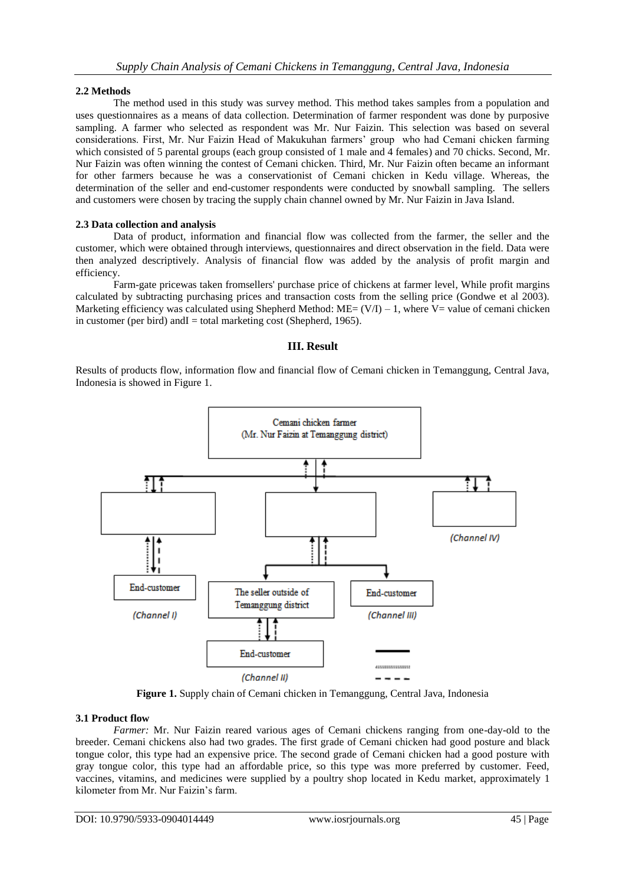### 2.2 Methods

The method used in this study was survey method. This method takes samples from a population and uses questionnaires as a means of data collection. Determination of farmer respondent was done by purposive sampling. A farmer who selected as respondent was Mr. Nur Faizin. This selection was based on several considerations. First, Mr. Nur Faizin Head of Makukuhan farmers' group who had Cemani chicken farming which consisted of 5 parental groups (each group consisted of 1 male and 4 females) and 70 chicks. Second, Mr. Nur Faizin was often winning the contest of Cemani chicken. Third, Mr. Nur Faizin often became an informant for other farmers because he was a conservationist of Cemani chicken in Kedu village. Whereas, the determination of the seller and end-customer respondents were conducted by snowball sampling. The sellers and customers were chosen by tracing the supply chain channel owned by Mr. Nur Faizin in Java Island.

### 2.3 Data collection and analysis

Data of product, information and financial flow was collected from the farmer, the seller and the customer, which were obtained through interviews, questionnaires and direct observation in the field. Data were then analyzed descriptively. Analysis of financial flow was added by the analysis of profit margin and efficiency.

Farm-gate pricewas taken fromsellers' purchase price of chickens at farmer level, While profit margins calculated by subtracting purchasing prices and transaction costs from the selling price (Gondwe et al 2003). Marketing efficiency was calculated using Shepherd Method: ME= (V/I) – 1, where V= value of cemani chicken in customer (per bird) andI = total marketing cost (Shepherd, 1965).

## III. Result

Results of products flow, information flow and financial flow of Cemani chicken in Temanggung, Central Java, Indonesia is showed in Figure 1.

Cemani chicken farmer (Mr. Nur Faizin at Temanggung district)

End-customer (Channel I)

The seller outside of Temanggung district

End-customer (Channel II)

End-customer (Channel III)

(Channel IV)

**Figure 1.** Supply chain of Cemani chicken in Temanggung, Central Java, Indonesia

### 3.1 Product flow

*Farmer:* Mr. Nur Faizin reared various ages of Cemani chickens ranging from one-day-old to the breeder. Cemani chickens also had two grades. The first grade of Cemani chicken had good posture and black tongue color, this type had an expensive price. The second grade of Cemani chicken had a good posture with gray tongue color, this type had an affordable price, so this type was more preferred by customer. Feed, vaccines, vitamins, and medicines were supplied by a poultry shop located in Kedu market, approximately 1 kilometer from Mr. Nur Faizin's farm.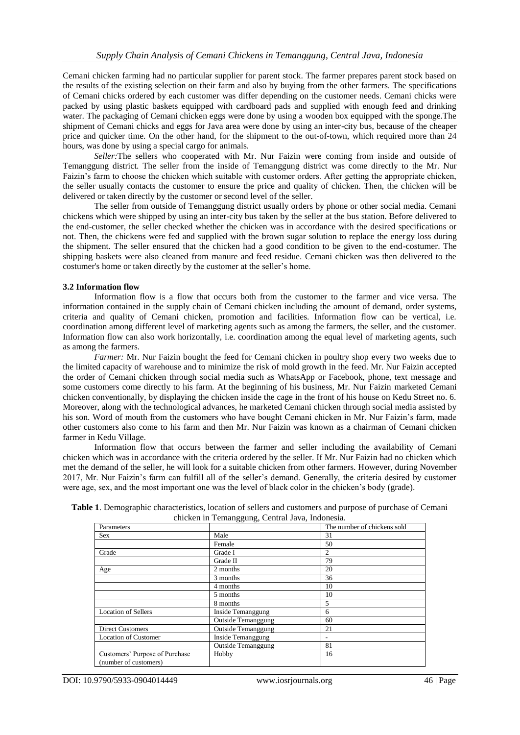Cemani chicken farming had no particular supplier for parent stock. The farmer prepares parent stock based on the results of the existing selection on their farm and also by buying from the other farmers. The specifications of Cemani chicks ordered by each customer was differ depending on the customer needs. Cemani chicks were packed by using plastic baskets equipped with cardboard pads and supplied with enough feed and drinking water. The packaging of Cemani chicken eggs were done by using a wooden box equipped with the sponge.The shipment of Cemani chicks and eggs for Java area were done by using an inter-city bus, because of the cheaper price and quicker time. On the other hand, for the shipment to the out-of-town, which required more than 24 hours, was done by using a special cargo for animals.

*Seller:*The sellers who cooperated with Mr. Nur Faizin were coming from inside and outside of Temanggung district. The seller from the inside of Temanggung district was come directly to the Mr. Nur Faizin's farm to choose the chicken which suitable with customer orders. After getting the appropriate chicken, the seller usually contacts the customer to ensure the price and quality of chicken. Then, the chicken will be delivered or taken directly by the customer or second level of the seller.

The seller from outside of Temanggung district usually orders by phone or other social media. Cemani chickens which were shipped by using an inter-city bus taken by the seller at the bus station. Before delivered to the end-customer, the seller checked whether the chicken was in accordance with the desired specifications or not. Then, the chickens were fed and supplied with the brown sugar solution to replace the energy loss during the shipment. The seller ensured that the chicken had a good condition to be given to the end-costumer. The shipping baskets were also cleaned from manure and feed residue. Cemani chicken was then delivered to the costumer's home or taken directly by the customer at the seller's home.

### 3.2 Information flow

Information flow is a flow that occurs both from the customer to the farmer and vice versa. The information contained in the supply chain of Cemani chicken including the amount of demand, order systems, criteria and quality of Cemani chicken, promotion and facilities. Information flow can be vertical, i.e. coordination among different level of marketing agents such as among the farmers, the seller, and the customer. Information flow can also work horizontally, i.e. coordination among the equal level of marketing agents, such as among the farmers.

*Farmer:* Mr. Nur Faizin bought the feed for Cemani chicken in poultry shop every two weeks due to the limited capacity of warehouse and to minimize the risk of mold growth in the feed. Mr. Nur Faizin accepted the order of Cemani chicken through social media such as WhatsApp or Facebook, phone, text message and some customers come directly to his farm. At the beginning of his business, Mr. Nur Faizin marketed Cemani chicken conventionally, by displaying the chicken inside the cage in the front of his house on Kedu Street no. 6. Moreover, along with the technological advances, he marketed Cemani chicken through social media assisted by his son. Word of mouth from the customers who have bought Cemani chicken in Mr. Nur Faizin's farm, made other customers also come to his farm and then Mr. Nur Faizin was known as a chairman of Cemani chicken farmer in Kedu Village.

Information flow that occurs between the farmer and seller including the availability of Cemani chicken which was in accordance with the criteria ordered by the seller. If Mr. Nur Faizin had no chicken which met the demand of the seller, he will look for a suitable chicken from other farmers. However, during November 2017, Mr. Nur Faizin's farm can fulfill all of the seller's demand. Generally, the criteria desired by customer were age, sex, and the most important one was the level of black color in the chicken's body (grade).

**Table 1**. Demographic characteristics, location of sellers and customers and purpose of purchase of Cemani chicken in Temanggung, Central Java, Indonesia.

| Parameters | | The number of chickens sold |
|---|---|---|
| Sex | Male | 31 |
| | Female | 50 |
| Grade | Grade I | 2 |
| | Grade II | 79 |
| Age | 2 months | 20 |
| | 3 months | 36 |
| | 4 months | 10 |
| | 5 months | 10 |
| | 8 months | 5 |
| Location of Sellers | Inside Temanggung | 6 |
| | Outside Temanggung | 60 |
| Direct Customers | Outside Temanggung | 21 |
| Location of Customer | Inside Temanggung | - |
| | Outside Temanggung | 81 |
| Customers' Purpose of Purchase (number of customers) | Hobby | 16 |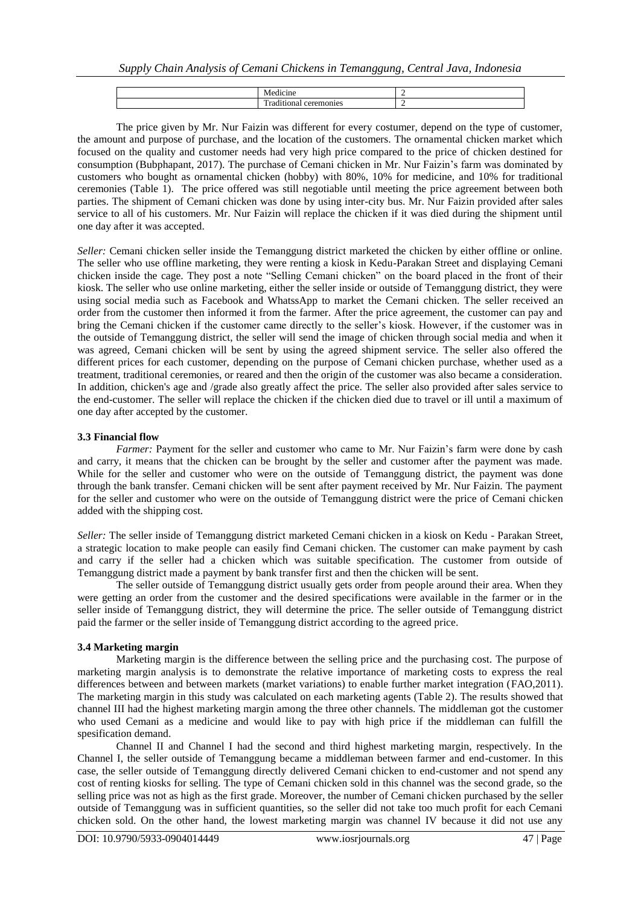|  | Medicine | 2 |
|---|---|---|
|  | Traditional ceremonies | 2 |

The price given by Mr. Nur Faizin was different for every costumer, depend on the type of customer, the amount and purpose of purchase, and the location of the customers. The ornamental chicken market which focused on the quality and customer needs had very high price compared to the price of chicken destined for consumption (Bubphapant, 2017). The purchase of Cemani chicken in Mr. Nur Faizin's farm was dominated by customers who bought as ornamental chicken (hobby) with 80%, 10% for medicine, and 10% for traditional ceremonies (Table 1). The price offered was still negotiable until meeting the price agreement between both parties. The shipment of Cemani chicken was done by using inter-city bus. Mr. Nur Faizin provided after sales service to all of his customers. Mr. Nur Faizin will replace the chicken if it was died during the shipment until one day after it was accepted.

*Seller:* Cemani chicken seller inside the Temanggung district marketed the chicken by either offline or online. The seller who use offline marketing, they were renting a kiosk in Kedu-Parakan Street and displaying Cemani chicken inside the cage. They post a note "Selling Cemani chicken" on the board placed in the front of their kiosk. The seller who use online marketing, either the seller inside or outside of Temanggung district, they were using social media such as Facebook and WhatssApp to market the Cemani chicken. The seller received an order from the customer then informed it from the farmer. After the price agreement, the customer can pay and bring the Cemani chicken if the customer came directly to the seller's kiosk. However, if the customer was in the outside of Temanggung district, the seller will send the image of chicken through social media and when it was agreed, Cemani chicken will be sent by using the agreed shipment service. The seller also offered the different prices for each customer, depending on the purpose of Cemani chicken purchase, whether used as a treatment, traditional ceremonies, or reared and then the origin of the customer was also became a consideration. In addition, chicken's age and /grade also greatly affect the price. The seller also provided after sales service to the end-customer. The seller will replace the chicken if the chicken died due to travel or ill until a maximum of one day after accepted by the customer.

### 3.3 Financial flow

*Farmer:* Payment for the seller and customer who came to Mr. Nur Faizin's farm were done by cash and carry, it means that the chicken can be brought by the seller and customer after the payment was made. While for the seller and customer who were on the outside of Temanggung district, the payment was done through the bank transfer. Cemani chicken will be sent after payment received by Mr. Nur Faizin. The payment for the seller and customer who were on the outside of Temanggung district were the price of Cemani chicken added with the shipping cost.

*Seller:* The seller inside of Temanggung district marketed Cemani chicken in a kiosk on Kedu - Parakan Street, a strategic location to make people can easily find Cemani chicken. The customer can make payment by cash and carry if the seller had a chicken which was suitable specification. The customer from outside of Temanggung district made a payment by bank transfer first and then the chicken will be sent.

The seller outside of Temanggung district usually gets order from people around their area. When they were getting an order from the customer and the desired specifications were available in the farmer or in the seller inside of Temanggung district, they will determine the price. The seller outside of Temanggung district paid the farmer or the seller inside of Temanggung district according to the agreed price.

### 3.4 Marketing margin

Marketing margin is the difference between the selling price and the purchasing cost. The purpose of marketing margin analysis is to demonstrate the relative importance of marketing costs to express the real differences between and between markets (market variations) to enable further market integration (FAO,2011). The marketing margin in this study was calculated on each marketing agents (Table 2). The results showed that channel III had the highest marketing margin among the three other channels. The middleman got the customer who used Cemani as a medicine and would like to pay with high price if the middleman can fulfill the spesification demand.

Channel II and Channel I had the second and third highest marketing margin, respectively. In the Channel I, the seller outside of Temanggung became a middleman between farmer and end-customer. In this case, the seller outside of Temanggung directly delivered Cemani chicken to end-customer and not spend any cost of renting kiosks for selling. The type of Cemani chicken sold in this channel was the second grade, so the selling price was not as high as the first grade. Moreover, the number of Cemani chicken purchased by the seller outside of Temanggung was in sufficient quantities, so the seller did not take too much profit for each Cemani chicken sold. On the other hand, the lowest marketing margin was channel IV because it did not use any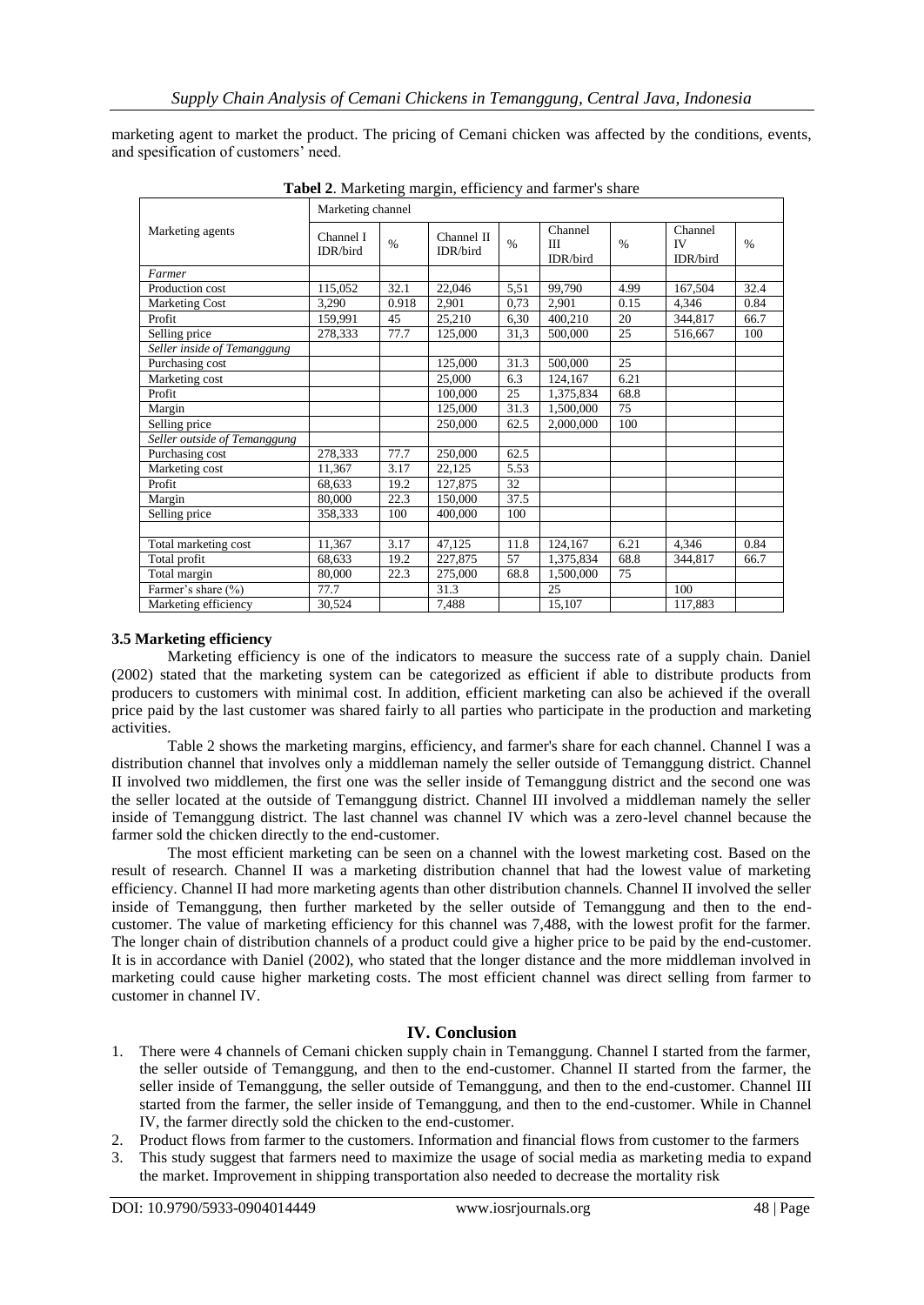marketing agent to market the product. The pricing of Cemani chicken was affected by the conditions, events, and spesification of customers' need.

**Tabel 2**. Marketing margin, efficiency and farmer's share

| Marketing agents | Marketing channel | | | | | | | |
|---|---|---|---|---|---|---|---|---|
| | Channel I IDR/bird | % | Channel II IDR/bird | % | Channel III IDR/bird | % | Channel IV IDR/bird | % |
| *Farmer* | | | | | | | | |
| Production cost | 115,052 | 32.1 | 22,046 | 5,51 | 99,790 | 4.99 | 167,504 | 32.4 |
| Marketing Cost | 3,290 | 0.918 | 2,901 | 0,73 | 2,901 | 0.15 | 4,346 | 0.84 |
| Profit | 159,991 | 45 | 25,210 | 6,30 | 400,210 | 20 | 344,817 | 66.7 |
| Selling price | 278,333 | 77.7 | 125,000 | 31,3 | 500,000 | 25 | 516,667 | 100 |
| *Seller inside of Temanggung* | | | | | | | | |
| Purchasing cost | | | 125,000 | 31.3 | 500,000 | 25 | | |
| Marketing cost | | | 25,000 | 6.3 | 124,167 | 6.21 | | |
| Profit | | | 100,000 | 25 | 1,375,834 | 68.8 | | |
| Margin | | | 125,000 | 31.3 | 1,500,000 | 75 | | |
| Selling price | | | 250,000 | 62.5 | 2,000,000 | 100 | | |
| *Seller outside of Temanggung* | | | | | | | | |
| Purchasing cost | 278,333 | 77.7 | 250,000 | 62.5 | | | | |
| Marketing cost | 11,367 | 3.17 | 22,125 | 5.53 | | | | |
| Profit | 68,633 | 19.2 | 127,875 | 32 | | | | |
| Margin | 80,000 | 22.3 | 150,000 | 37.5 | | | | |
| Selling price | 358,333 | 100 | 400,000 | 100 | | | | |
| | | | | | | | | |
| Total marketing cost | 11,367 | 3.17 | 47,125 | 11.8 | 124,167 | 6.21 | 4,346 | 0.84 |
| Total profit | 68,633 | 19.2 | 227,875 | 57 | 1,375,834 | 68.8 | 344,817 | 66.7 |
| Total margin | 80,000 | 22.3 | 275,000 | 68.8 | 1,500,000 | 75 | | |
| Farmer's share (%) | 77.7 | | 31.3 | | 25 | | 100 | |
| Marketing efficiency | 30,524 | | 7,488 | | 15,107 | | 117,883 | |

### 3.5 Marketing efficiency

Marketing efficiency is one of the indicators to measure the success rate of a supply chain. Daniel (2002) stated that the marketing system can be categorized as efficient if able to distribute products from producers to customers with minimal cost. In addition, efficient marketing can also be achieved if the overall price paid by the last customer was shared fairly to all parties who participate in the production and marketing activities.

Table 2 shows the marketing margins, efficiency, and farmer's share for each channel. Channel I was a distribution channel that involves only a middleman namely the seller outside of Temanggung district. Channel II involved two middlemen, the first one was the seller inside of Temanggung district and the second one was the seller located at the outside of Temanggung district. Channel III involved a middleman namely the seller inside of Temanggung district. The last channel was channel IV which was a zero-level channel because the farmer sold the chicken directly to the end-customer.

The most efficient marketing can be seen on a channel with the lowest marketing cost. Based on the result of research. Channel II was a marketing distribution channel that had the lowest value of marketing efficiency. Channel II had more marketing agents than other distribution channels. Channel II involved the seller inside of Temanggung, then further marketed by the seller outside of Temanggung and then to the end-customer. The value of marketing efficiency for this channel was 7,488, with the lowest profit for the farmer. The longer chain of distribution channels of a product could give a higher price to be paid by the end-customer. It is in accordance with Daniel (2002), who stated that the longer distance and the more middleman involved in marketing could cause higher marketing costs. The most efficient channel was direct selling from farmer to customer in channel IV.

## IV. Conclusion

1. There were 4 channels of Cemani chicken supply chain in Temanggung. Channel I started from the farmer, the seller outside of Temanggung, and then to the end-customer. Channel II started from the farmer, the seller inside of Temanggung, the seller outside of Temanggung, and then to the end-customer. Channel III started from the farmer, the seller inside of Temanggung, and then to the end-customer. While in Channel IV, the farmer directly sold the chicken to the end-customer.
2. Product flows from farmer to the customers. Information and financial flows from customer to the farmers
3. This study suggest that farmers need to maximize the usage of social media as marketing media to expand the market. Improvement in shipping transportation also needed to decrease the mortality risk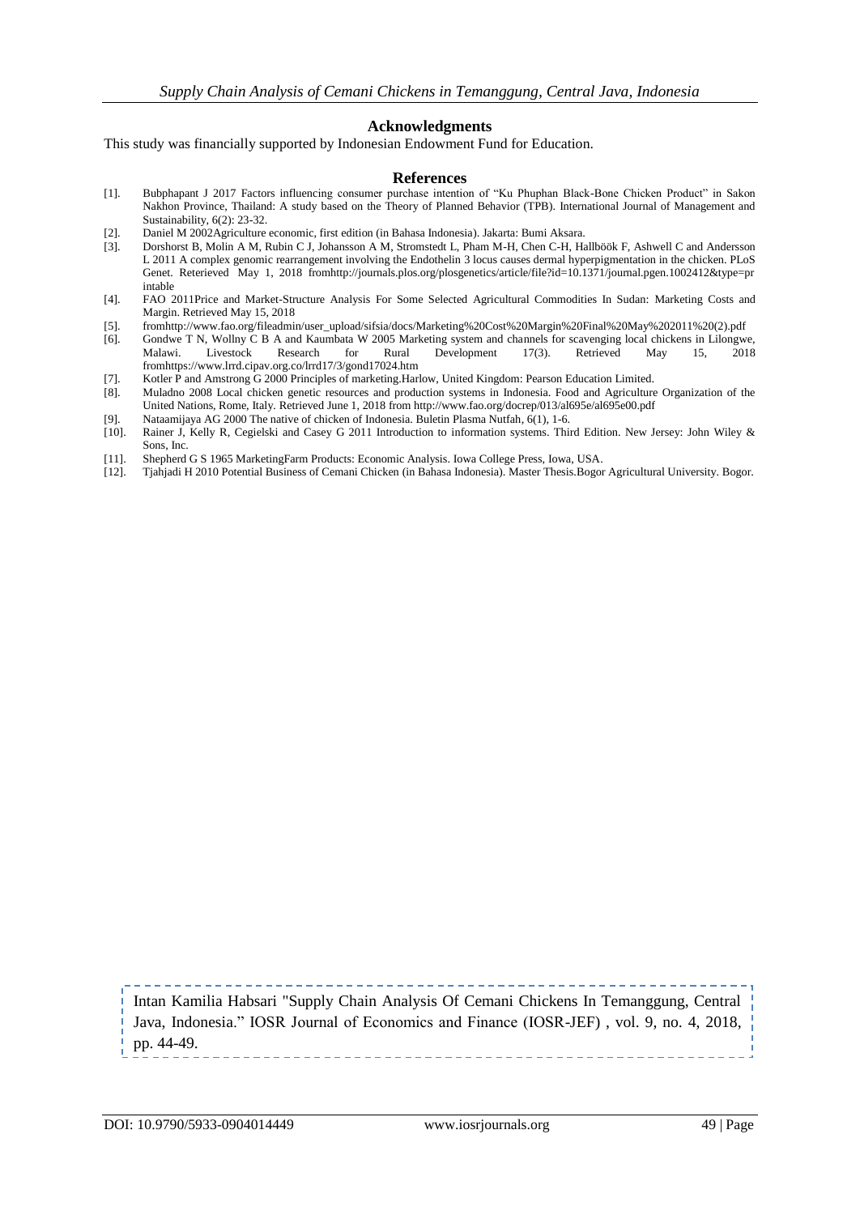## Acknowledgments

This study was financially supported by Indonesian Endowment Fund for Education.

## References

[1]. Bubphapant J 2017 Factors influencing consumer purchase intention of "Ku Phuphan Black-Bone Chicken Product" in Sakon Nakhon Province, Thailand: A study based on the Theory of Planned Behavior (TPB). International Journal of Management and Sustainability, 6(2): 23-32.

[2]. Daniel M 2002Agriculture economic, first edition (in Bahasa Indonesia). Jakarta: Bumi Aksara.

[3]. Dorshorst B, Molin A M, Rubin C J, Johansson A M, Stromstedt L, Pham M-H, Chen C-H, Hallböök F, Ashwell C and Andersson L 2011 A complex genomic rearrangement involving the Endothelin 3 locus causes dermal hyperpigmentation in the chicken. PLoS Genet. Reterieved May 1, 2018 fromhttp://journals.plos.org/plosgenetics/article/file?id=10.1371/journal.pgen.1002412&type=printable

[4]. FAO 2011Price and Market-Structure Analysis For Some Selected Agricultural Commodities In Sudan: Marketing Costs and Margin. Retrieved May 15, 2018

[5]. fromhttp://www.fao.org/fileadmin/user_upload/sifsia/docs/Marketing%20Cost%20Margin%20Final%20May%202011%20(2).pdf

[6]. Gondwe T N, Wollny C B A and Kaumbata W 2005 Marketing system and channels for scavenging local chickens in Lilongwe, Malawi. Livestock Research for Rural Development 17(3). Retrieved May 15, 2018 fromhttps://www.lrrd.cipav.org.co/lrrd17/3/gond17024.htm

[7]. Kotler P and Amstrong G 2000 Principles of marketing.Harlow, United Kingdom: Pearson Education Limited.

[8]. Muladno 2008 Local chicken genetic resources and production systems in Indonesia. Food and Agriculture Organization of the United Nations, Rome, Italy. Retrieved June 1, 2018 from http://www.fao.org/docrep/013/al695e/al695e00.pdf

[9]. Nataamijaya AG 2000 The native of chicken of Indonesia. Buletin Plasma Nutfah, 6(1), 1-6.

[10]. Rainer J, Kelly R, Cegielski and Casey G 2011 Introduction to information systems. Third Edition. New Jersey: John Wiley & Sons, Inc.

[11]. Shepherd G S 1965 MarketingFarm Products: Economic Analysis. Iowa College Press, Iowa, USA.

[12]. Tjahjadi H 2010 Potential Business of Cemani Chicken (in Bahasa Indonesia). Master Thesis.Bogor Agricultural University. Bogor.

Intan Kamilia Habsari "Supply Chain Analysis Of Cemani Chickens In Temanggung, Central Java, Indonesia." IOSR Journal of Economics and Finance (IOSR-JEF) , vol. 9, no. 4, 2018, pp. 44-49.